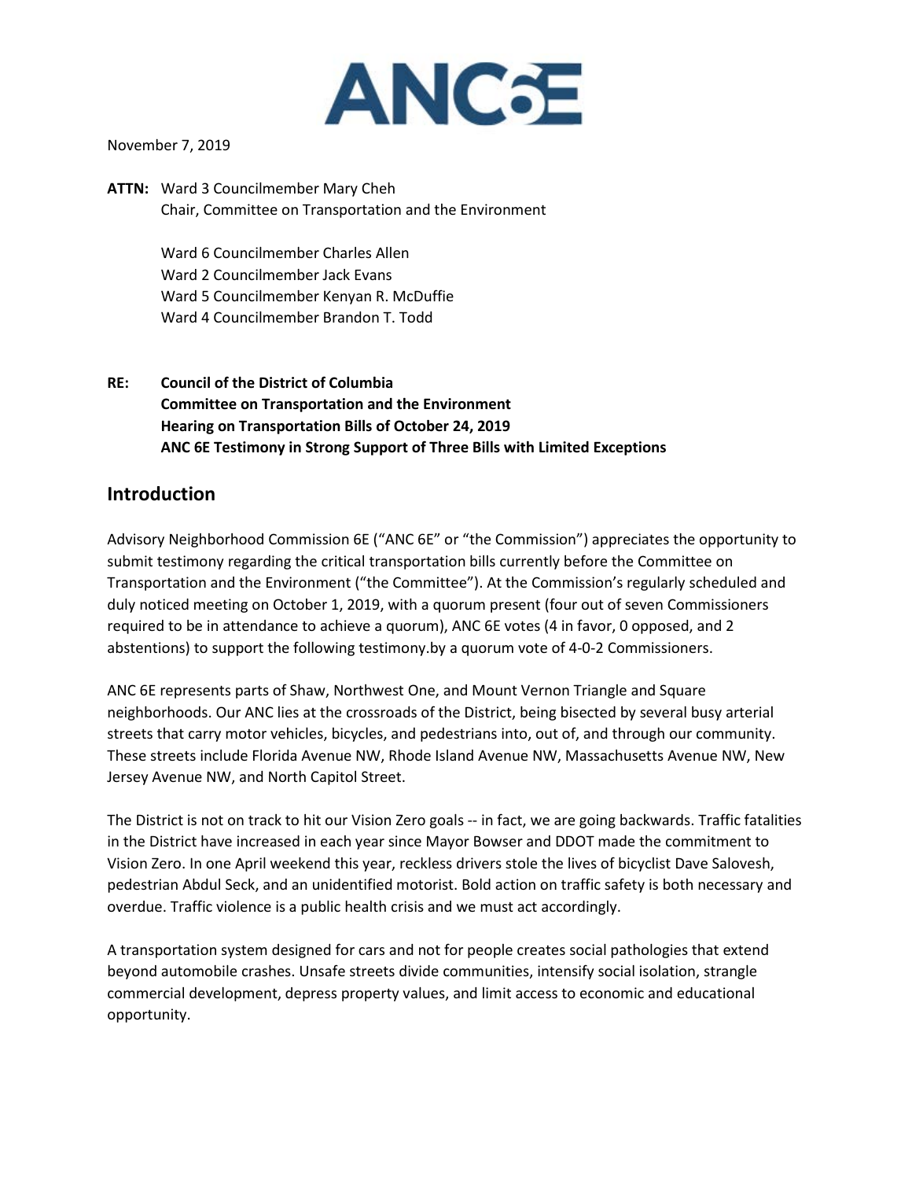ANC6E

November 7, 2019

**ATTN:** Ward 3 Councilmember Mary Cheh
Chair, Committee on Transportation and the Environment

Ward 6 Councilmember Charles Allen
Ward 2 Councilmember Jack Evans
Ward 5 Councilmember Kenyan R. McDuffie
Ward 4 Councilmember Brandon T. Todd

**RE: Council of the District of Columbia**
**Committee on Transportation and the Environment**
**Hearing on Transportation Bills of October 24, 2019**
**ANC 6E Testimony in Strong Support of Three Bills with Limited Exceptions**

## Introduction

Advisory Neighborhood Commission 6E ("ANC 6E" or "the Commission") appreciates the opportunity to submit testimony regarding the critical transportation bills currently before the Committee on Transportation and the Environment ("the Committee"). At the Commission's regularly scheduled and duly noticed meeting on October 1, 2019, with a quorum present (four out of seven Commissioners required to be in attendance to achieve a quorum), ANC 6E votes (4 in favor, 0 opposed, and 2 abstentions) to support the following testimony.by a quorum vote of 4-0-2 Commissioners.

ANC 6E represents parts of Shaw, Northwest One, and Mount Vernon Triangle and Square neighborhoods. Our ANC lies at the crossroads of the District, being bisected by several busy arterial streets that carry motor vehicles, bicycles, and pedestrians into, out of, and through our community. These streets include Florida Avenue NW, Rhode Island Avenue NW, Massachusetts Avenue NW, New Jersey Avenue NW, and North Capitol Street.

The District is not on track to hit our Vision Zero goals -- in fact, we are going backwards. Traffic fatalities in the District have increased in each year since Mayor Bowser and DDOT made the commitment to Vision Zero. In one April weekend this year, reckless drivers stole the lives of bicyclist Dave Salovesh, pedestrian Abdul Seck, and an unidentified motorist. Bold action on traffic safety is both necessary and overdue. Traffic violence is a public health crisis and we must act accordingly.

A transportation system designed for cars and not for people creates social pathologies that extend beyond automobile crashes. Unsafe streets divide communities, intensify social isolation, strangle commercial development, depress property values, and limit access to economic and educational opportunity.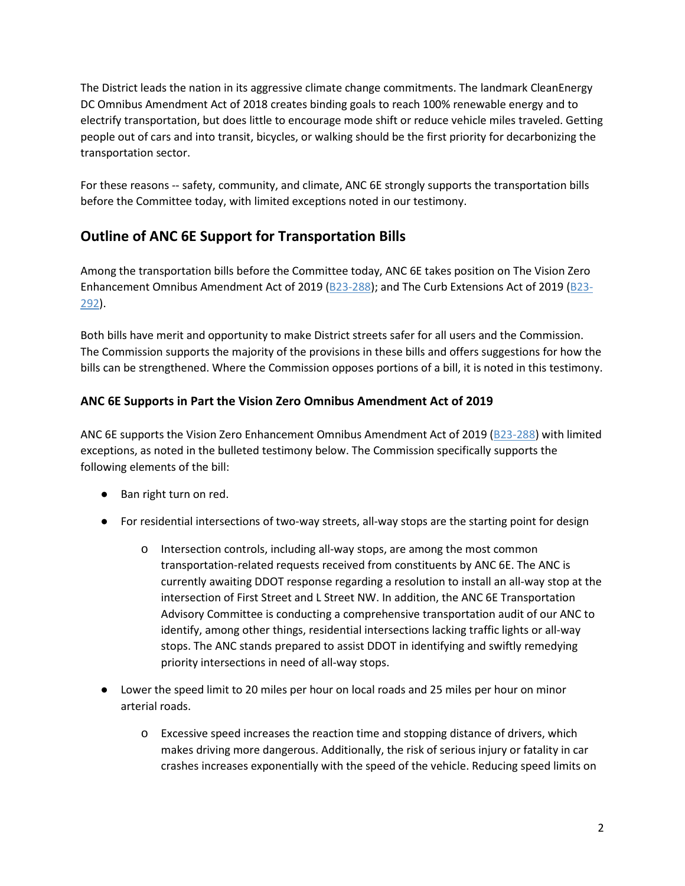The District leads the nation in its aggressive climate change commitments. The landmark CleanEnergy DC Omnibus Amendment Act of 2018 creates binding goals to reach 100% renewable energy and to electrify transportation, but does little to encourage mode shift or reduce vehicle miles traveled. Getting people out of cars and into transit, bicycles, or walking should be the first priority for decarbonizing the transportation sector.

For these reasons -- safety, community, and climate, ANC 6E strongly supports the transportation bills before the Committee today, with limited exceptions noted in our testimony.

## Outline of ANC 6E Support for Transportation Bills

Among the transportation bills before the Committee today, ANC 6E takes position on The Vision Zero Enhancement Omnibus Amendment Act of 2019 (B23-288); and The Curb Extensions Act of 2019 (B23-292).

Both bills have merit and opportunity to make District streets safer for all users and the Commission. The Commission supports the majority of the provisions in these bills and offers suggestions for how the bills can be strengthened. Where the Commission opposes portions of a bill, it is noted in this testimony.

### ANC 6E Supports in Part the Vision Zero Omnibus Amendment Act of 2019

ANC 6E supports the Vision Zero Enhancement Omnibus Amendment Act of 2019 (B23-288) with limited exceptions, as noted in the bulleted testimony below. The Commission specifically supports the following elements of the bill:

- Ban right turn on red.
- For residential intersections of two-way streets, all-way stops are the starting point for design
  - Intersection controls, including all-way stops, are among the most common transportation-related requests received from constituents by ANC 6E. The ANC is currently awaiting DDOT response regarding a resolution to install an all-way stop at the intersection of First Street and L Street NW. In addition, the ANC 6E Transportation Advisory Committee is conducting a comprehensive transportation audit of our ANC to identify, among other things, residential intersections lacking traffic lights or all-way stops. The ANC stands prepared to assist DDOT in identifying and swiftly remedying priority intersections in need of all-way stops.
- Lower the speed limit to 20 miles per hour on local roads and 25 miles per hour on minor arterial roads.
  - Excessive speed increases the reaction time and stopping distance of drivers, which makes driving more dangerous. Additionally, the risk of serious injury or fatality in car crashes increases exponentially with the speed of the vehicle. Reducing speed limits on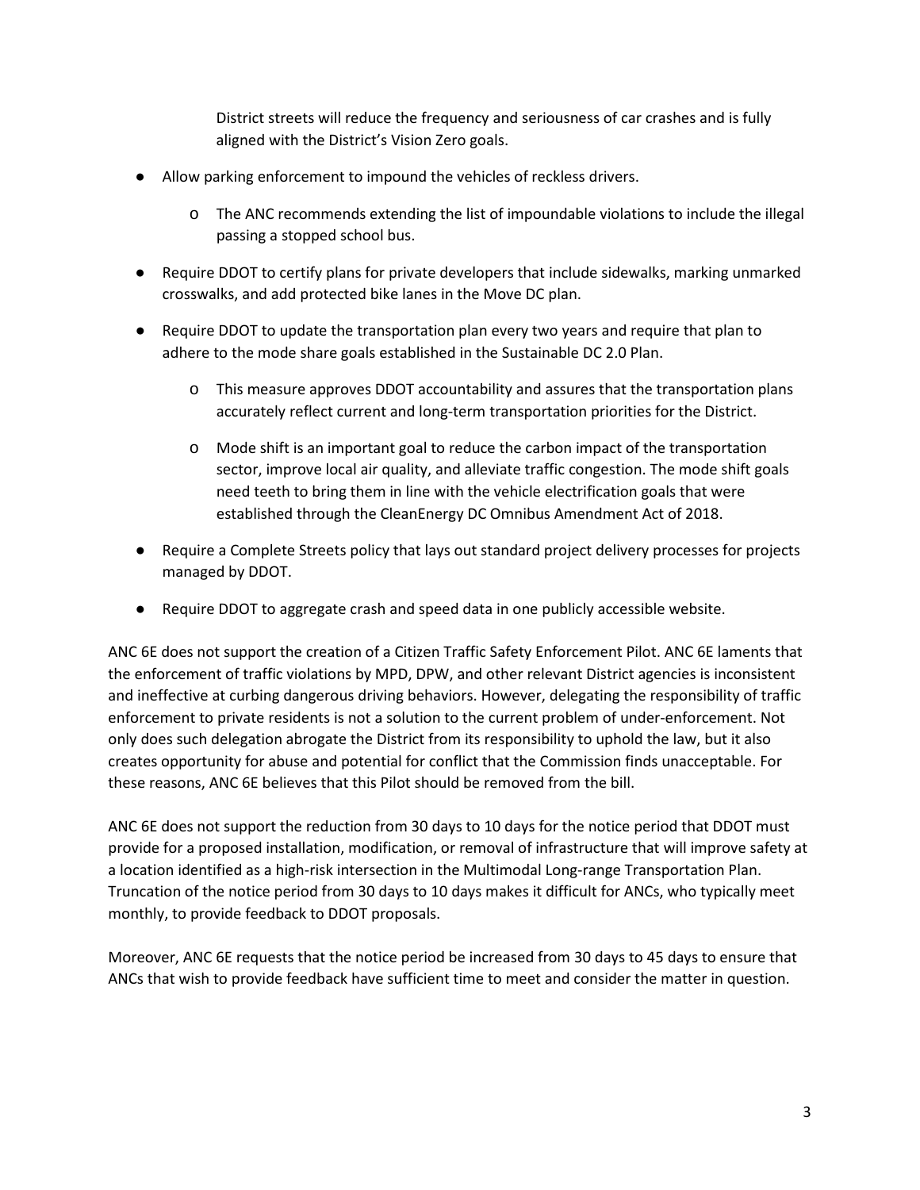District streets will reduce the frequency and seriousness of car crashes and is fully aligned with the District's Vision Zero goals.

- Allow parking enforcement to impound the vehicles of reckless drivers.
    - o The ANC recommends extending the list of impoundable violations to include the illegal passing a stopped school bus.
- Require DDOT to certify plans for private developers that include sidewalks, marking unmarked crosswalks, and add protected bike lanes in the Move DC plan.
- Require DDOT to update the transportation plan every two years and require that plan to adhere to the mode share goals established in the Sustainable DC 2.0 Plan.
    - o This measure approves DDOT accountability and assures that the transportation plans accurately reflect current and long-term transportation priorities for the District.
    - o Mode shift is an important goal to reduce the carbon impact of the transportation sector, improve local air quality, and alleviate traffic congestion. The mode shift goals need teeth to bring them in line with the vehicle electrification goals that were established through the CleanEnergy DC Omnibus Amendment Act of 2018.
- Require a Complete Streets policy that lays out standard project delivery processes for projects managed by DDOT.
- Require DDOT to aggregate crash and speed data in one publicly accessible website.

ANC 6E does not support the creation of a Citizen Traffic Safety Enforcement Pilot. ANC 6E laments that the enforcement of traffic violations by MPD, DPW, and other relevant District agencies is inconsistent and ineffective at curbing dangerous driving behaviors. However, delegating the responsibility of traffic enforcement to private residents is not a solution to the current problem of under-enforcement. Not only does such delegation abrogate the District from its responsibility to uphold the law, but it also creates opportunity for abuse and potential for conflict that the Commission finds unacceptable. For these reasons, ANC 6E believes that this Pilot should be removed from the bill.

ANC 6E does not support the reduction from 30 days to 10 days for the notice period that DDOT must provide for a proposed installation, modification, or removal of infrastructure that will improve safety at a location identified as a high-risk intersection in the Multimodal Long-range Transportation Plan. Truncation of the notice period from 30 days to 10 days makes it difficult for ANCs, who typically meet monthly, to provide feedback to DDOT proposals.

Moreover, ANC 6E requests that the notice period be increased from 30 days to 45 days to ensure that ANCs that wish to provide feedback have sufficient time to meet and consider the matter in question.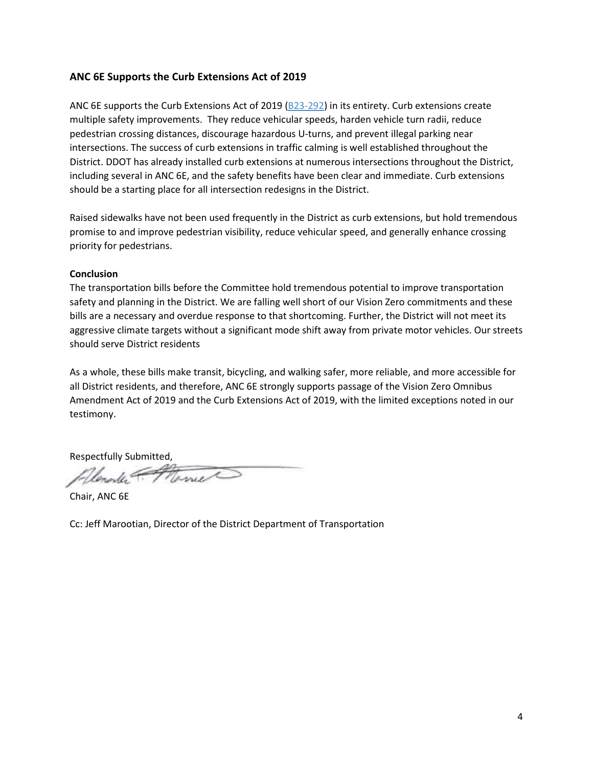### ANC 6E Supports the Curb Extensions Act of 2019

ANC 6E supports the Curb Extensions Act of 2019 (B23-292) in its entirety. Curb extensions create multiple safety improvements. They reduce vehicular speeds, harden vehicle turn radii, reduce pedestrian crossing distances, discourage hazardous U-turns, and prevent illegal parking near intersections. The success of curb extensions in traffic calming is well established throughout the District. DDOT has already installed curb extensions at numerous intersections throughout the District, including several in ANC 6E, and the safety benefits have been clear and immediate. Curb extensions should be a starting place for all intersection redesigns in the District.

Raised sidewalks have not been used frequently in the District as curb extensions, but hold tremendous promise to and improve pedestrian visibility, reduce vehicular speed, and generally enhance crossing priority for pedestrians.

**Conclusion**

The transportation bills before the Committee hold tremendous potential to improve transportation safety and planning in the District. We are falling well short of our Vision Zero commitments and these bills are a necessary and overdue response to that shortcoming. Further, the District will not meet its aggressive climate targets without a significant mode shift away from private motor vehicles. Our streets should serve District residents

As a whole, these bills make transit, bicycling, and walking safer, more reliable, and more accessible for all District residents, and therefore, ANC 6E strongly supports passage of the Vision Zero Omnibus Amendment Act of 2019 and the Curb Extensions Act of 2019, with the limited exceptions noted in our testimony.

Respectfully Submitted,

Chair, ANC 6E

Cc: Jeff Marootian, Director of the District Department of Transportation